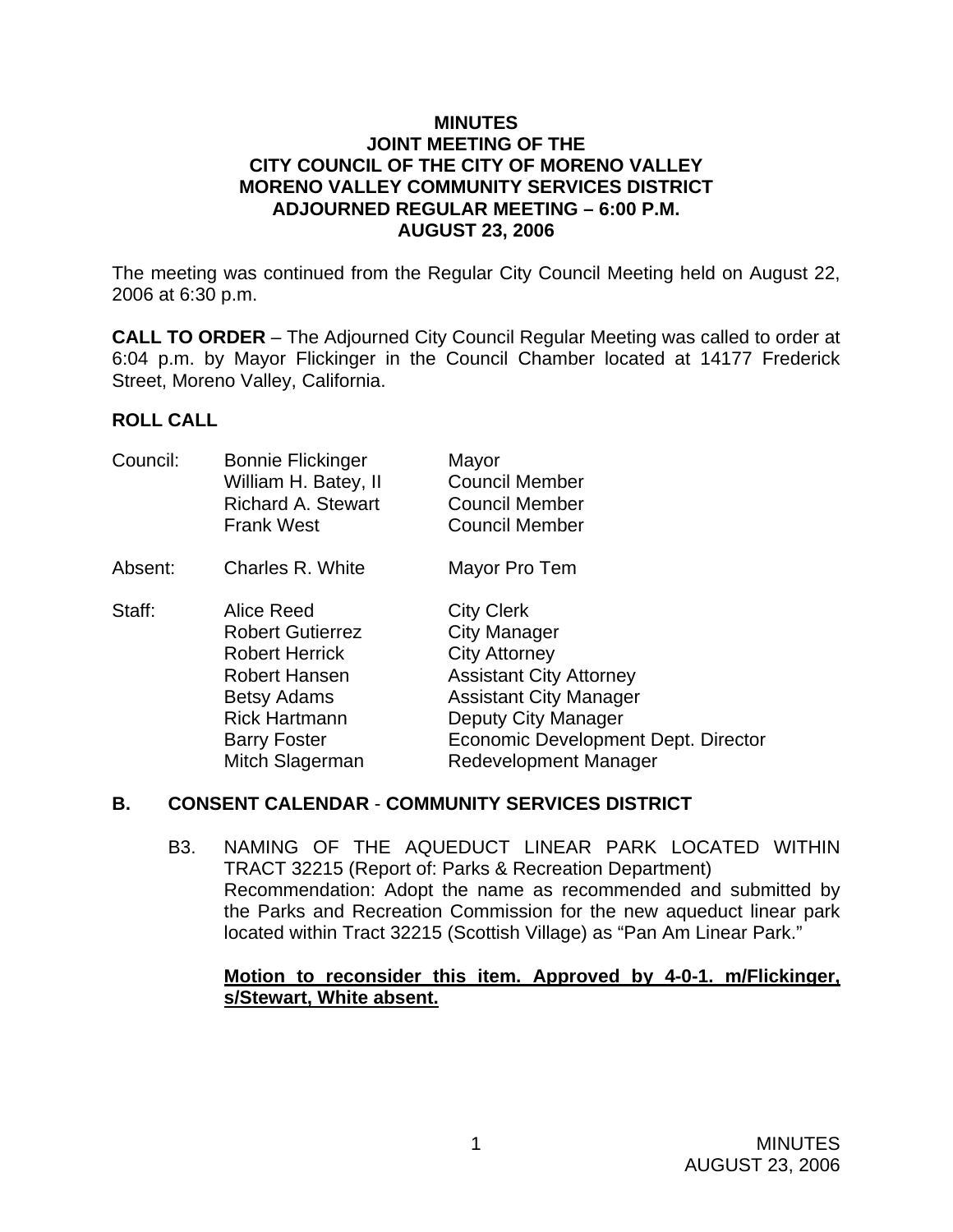# MINUTES
# JOINT MEETING OF THE
# CITY COUNCIL OF THE CITY OF MORENO VALLEY
# MORENO VALLEY COMMUNITY SERVICES DISTRICT
# ADJOURNED REGULAR MEETING – 6:00 P.M.
# AUGUST 23, 2006

The meeting was continued from the Regular City Council Meeting held on August 22, 2006 at 6:30 p.m.

**CALL TO ORDER** – The Adjourned City Council Regular Meeting was called to order at 6:04 p.m. by Mayor Flickinger in the Council Chamber located at 14177 Frederick Street, Moreno Valley, California.

## ROLL CALL

| | | |
|---|---|---|
| Council: | Bonnie Flickinger | Mayor |
| | William H. Batey, II | Council Member |
| | Richard A. Stewart | Council Member |
| | Frank West | Council Member |
| Absent: | Charles R. White | Mayor Pro Tem |
| Staff: | Alice Reed | City Clerk |
| | Robert Gutierrez | City Manager |
| | Robert Herrick | City Attorney |
| | Robert Hansen | Assistant City Attorney |
| | Betsy Adams | Assistant City Manager |
| | Rick Hartmann | Deputy City Manager |
| | Barry Foster | Economic Development Dept. Director |
| | Mitch Slagerman | Redevelopment Manager |

## B. CONSENT CALENDAR - COMMUNITY SERVICES DISTRICT

B3. NAMING OF THE AQUEDUCT LINEAR PARK LOCATED WITHIN TRACT 32215 (Report of: Parks & Recreation Department)
Recommendation: Adopt the name as recommended and submitted by the Parks and Recreation Commission for the new aqueduct linear park located within Tract 32215 (Scottish Village) as "Pan Am Linear Park."

**Motion to reconsider this item. Approved by 4-0-1. m/Flickinger, s/Stewart, White absent.**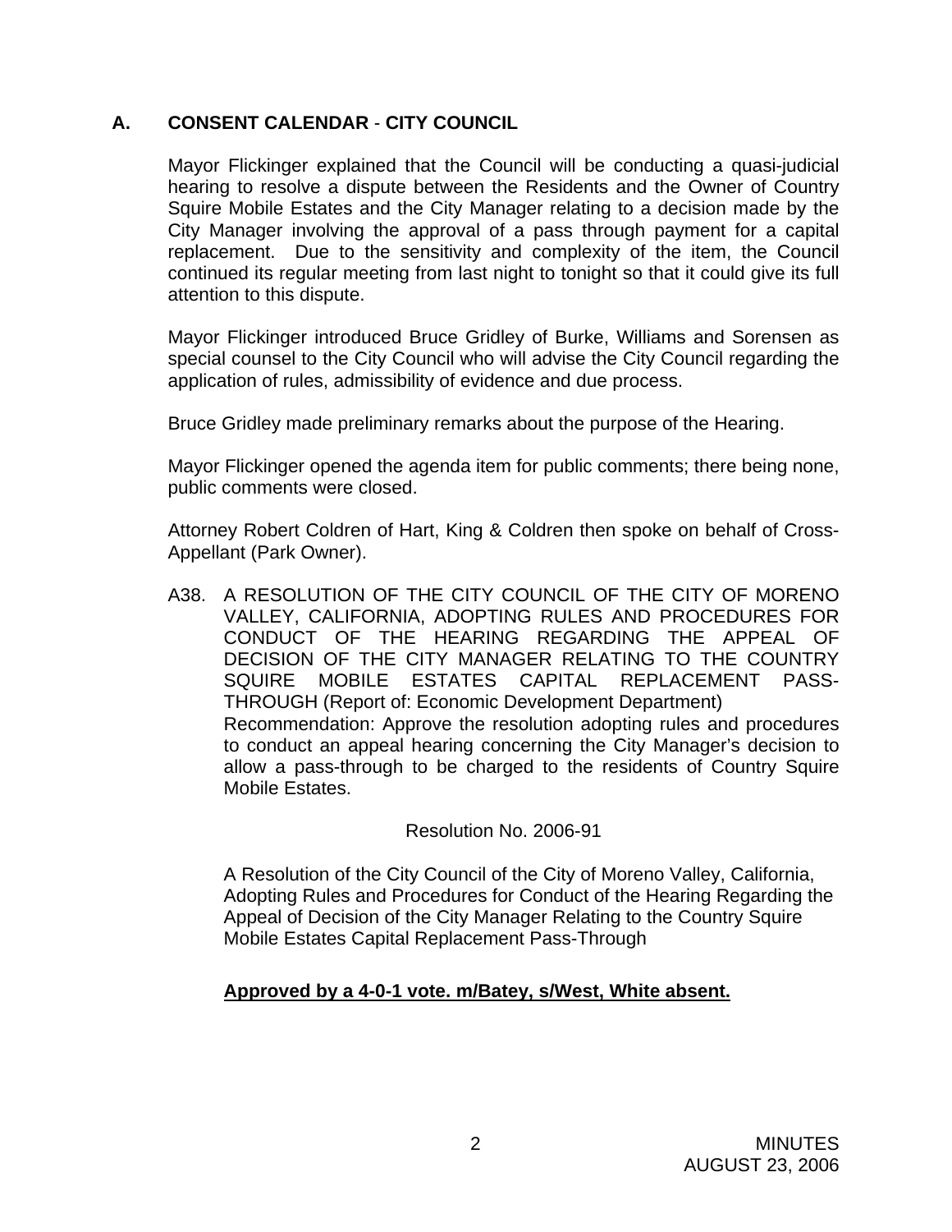## A. CONSENT CALENDAR - CITY COUNCIL

Mayor Flickinger explained that the Council will be conducting a quasi-judicial hearing to resolve a dispute between the Residents and the Owner of Country Squire Mobile Estates and the City Manager relating to a decision made by the City Manager involving the approval of a pass through payment for a capital replacement. Due to the sensitivity and complexity of the item, the Council continued its regular meeting from last night to tonight so that it could give its full attention to this dispute.

Mayor Flickinger introduced Bruce Gridley of Burke, Williams and Sorensen as special counsel to the City Council who will advise the City Council regarding the application of rules, admissibility of evidence and due process.

Bruce Gridley made preliminary remarks about the purpose of the Hearing.

Mayor Flickinger opened the agenda item for public comments; there being none, public comments were closed.

Attorney Robert Coldren of Hart, King & Coldren then spoke on behalf of Cross-Appellant (Park Owner).

A38. A RESOLUTION OF THE CITY COUNCIL OF THE CITY OF MORENO VALLEY, CALIFORNIA, ADOPTING RULES AND PROCEDURES FOR CONDUCT OF THE HEARING REGARDING THE APPEAL OF DECISION OF THE CITY MANAGER RELATING TO THE COUNTRY SQUIRE MOBILE ESTATES CAPITAL REPLACEMENT PASS-THROUGH (Report of: Economic Development Department)
Recommendation: Approve the resolution adopting rules and procedures to conduct an appeal hearing concerning the City Manager's decision to allow a pass-through to be charged to the residents of Country Squire Mobile Estates.

Resolution No. 2006-91

A Resolution of the City Council of the City of Moreno Valley, California, Adopting Rules and Procedures for Conduct of the Hearing Regarding the Appeal of Decision of the City Manager Relating to the Country Squire Mobile Estates Capital Replacement Pass-Through

**Approved by a 4-0-1 vote. m/Batey, s/West, White absent.**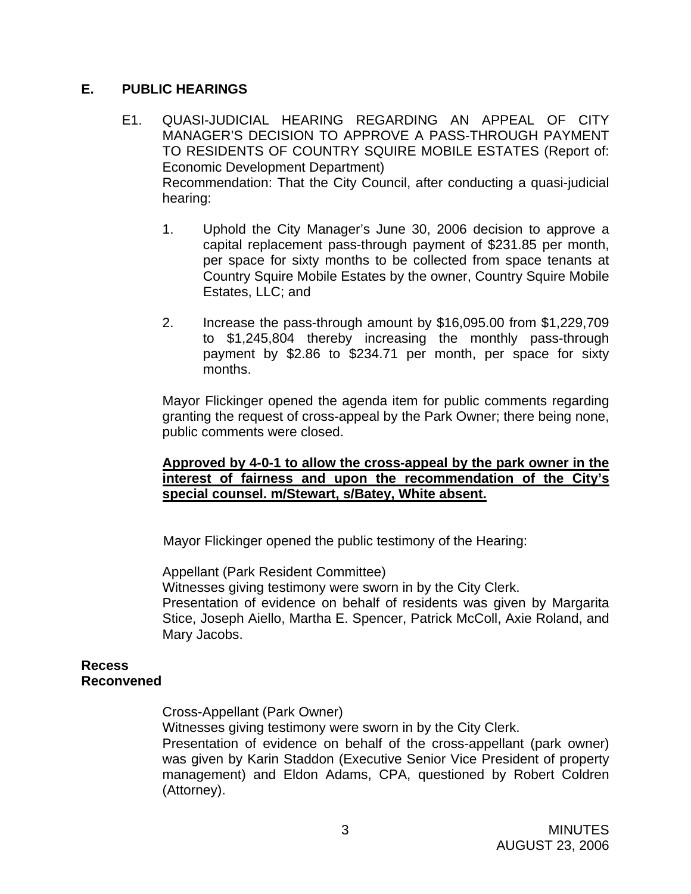## E. PUBLIC HEARINGS

E1. QUASI-JUDICIAL HEARING REGARDING AN APPEAL OF CITY MANAGER'S DECISION TO APPROVE A PASS-THROUGH PAYMENT TO RESIDENTS OF COUNTRY SQUIRE MOBILE ESTATES (Report of: Economic Development Department)
Recommendation: That the City Council, after conducting a quasi-judicial hearing:

1. Uphold the City Manager's June 30, 2006 decision to approve a capital replacement pass-through payment of $231.85 per month, per space for sixty months to be collected from space tenants at Country Squire Mobile Estates by the owner, Country Squire Mobile Estates, LLC; and

2. Increase the pass-through amount by $16,095.00 from $1,229,709 to $1,245,804 thereby increasing the monthly pass-through payment by $2.86 to $234.71 per month, per space for sixty months.

Mayor Flickinger opened the agenda item for public comments regarding granting the request of cross-appeal by the Park Owner; there being none, public comments were closed.

**Approved by 4-0-1 to allow the cross-appeal by the park owner in the interest of fairness and upon the recommendation of the City's special counsel. m/Stewart, s/Batey, White absent.**

Mayor Flickinger opened the public testimony of the Hearing:

Appellant (Park Resident Committee)
Witnesses giving testimony were sworn in by the City Clerk.
Presentation of evidence on behalf of residents was given by Margarita Stice, Joseph Aiello, Martha E. Spencer, Patrick McColl, Axie Roland, and Mary Jacobs.

**Recess**
**Reconvened**

Cross-Appellant (Park Owner)
Witnesses giving testimony were sworn in by the City Clerk.
Presentation of evidence on behalf of the cross-appellant (park owner) was given by Karin Staddon (Executive Senior Vice President of property management) and Eldon Adams, CPA, questioned by Robert Coldren (Attorney).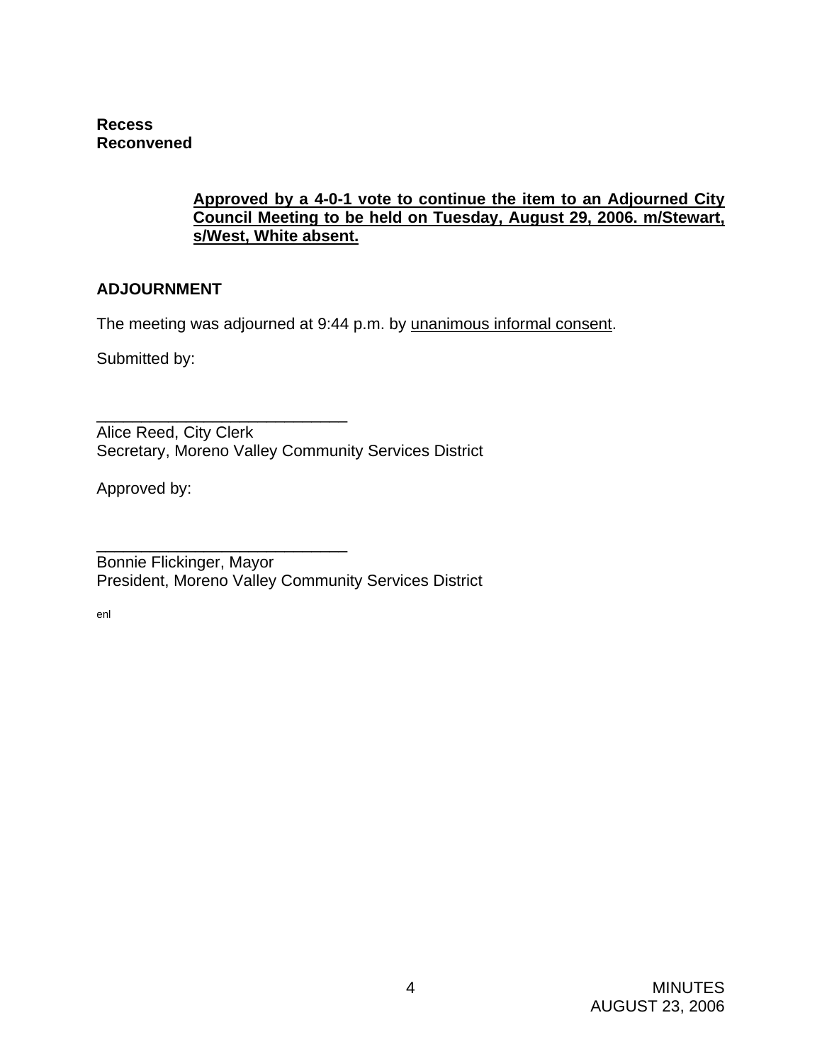**Recess**
**Reconvened**

**Approved by a 4-0-1 vote to continue the item to an Adjourned City Council Meeting to be held on Tuesday, August 29, 2006. m/Stewart, s/West, White absent.**

## ADJOURNMENT

The meeting was adjourned at 9:44 p.m. by unanimous informal consent.

Submitted by:

\_\_\_\_\_\_\_\_\_\_\_\_\_\_\_\_\_\_\_\_\_\_\_\_\_\_\_\_\_\_
Alice Reed, City Clerk
Secretary, Moreno Valley Community Services District

Approved by:

\_\_\_\_\_\_\_\_\_\_\_\_\_\_\_\_\_\_\_\_\_\_\_\_\_\_\_\_\_\_
Bonnie Flickinger, Mayor
President, Moreno Valley Community Services District

enl